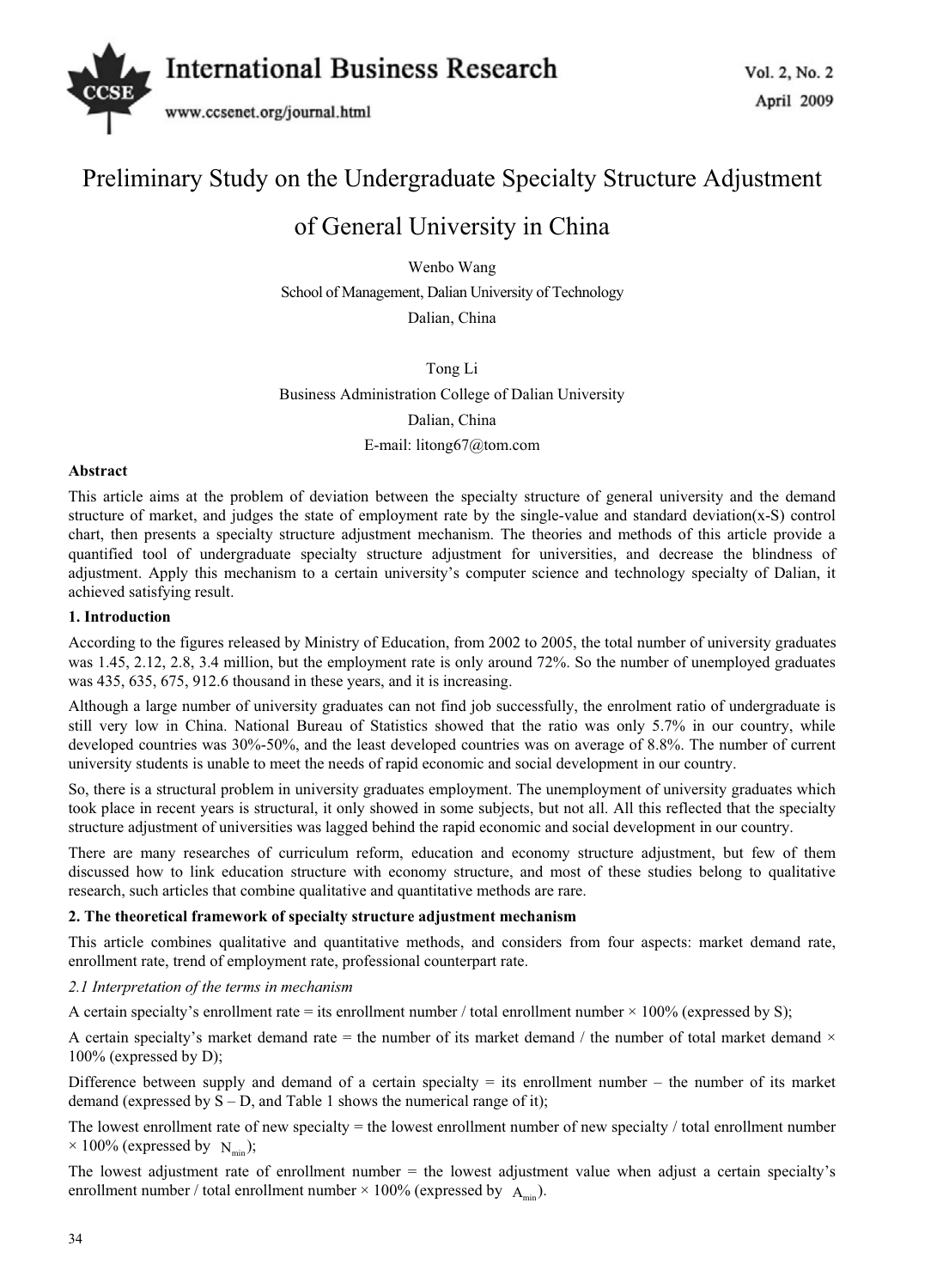# Preliminary Study on the Undergraduate Specialty Structure Adjustment of General University in China

Wenbo Wang

School of Management, Dalian University of Technology

Dalian, China

Tong Li

Business Administration College of Dalian University

Dalian, China

E-mail: litong67@tom.com

**Abstract**

This article aims at the problem of deviation between the specialty structure of general university and the demand structure of market, and judges the state of employment rate by the single-value and standard deviation(x-S) control chart, then presents a specialty structure adjustment mechanism. The theories and methods of this article provide a quantified tool of undergraduate specialty structure adjustment for universities, and decrease the blindness of adjustment. Apply this mechanism to a certain university's computer science and technology specialty of Dalian, it achieved satisfying result.

## 1. Introduction

According to the figures released by Ministry of Education, from 2002 to 2005, the total number of university graduates was 1.45, 2.12, 2.8, 3.4 million, but the employment rate is only around 72%. So the number of unemployed graduates was 435, 635, 675, 912.6 thousand in these years, and it is increasing.

Although a large number of university graduates can not find job successfully, the enrolment ratio of undergraduate is still very low in China. National Bureau of Statistics showed that the ratio was only 5.7% in our country, while developed countries was 30%-50%, and the least developed countries was on average of 8.8%. The number of current university students is unable to meet the needs of rapid economic and social development in our country.

So, there is a structural problem in university graduates employment. The unemployment of university graduates which took place in recent years is structural, it only showed in some subjects, but not all. All this reflected that the specialty structure adjustment of universities was lagged behind the rapid economic and social development in our country.

There are many researches of curriculum reform, education and economy structure adjustment, but few of them discussed how to link education structure with economy structure, and most of these studies belong to qualitative research, such articles that combine qualitative and quantitative methods are rare.

## 2. The theoretical framework of specialty structure adjustment mechanism

This article combines qualitative and quantitative methods, and considers from four aspects: market demand rate, enrollment rate, trend of employment rate, professional counterpart rate.

### *2.1 Interpretation of the terms in mechanism*

A certain specialty's enrollment rate = its enrollment number / total enrollment number × 100% (expressed by S);

A certain specialty's market demand rate = the number of its market demand / the number of total market demand × 100% (expressed by D);

Difference between supply and demand of a certain specialty = its enrollment number – the number of its market demand (expressed by S – D, and Table 1 shows the numerical range of it);

The lowest enrollment rate of new specialty = the lowest enrollment number of new specialty / total enrollment number × 100% (expressed by $N_{min}$);

The lowest adjustment rate of enrollment number = the lowest adjustment value when adjust a certain specialty's enrollment number / total enrollment number × 100% (expressed by $A_{min}$).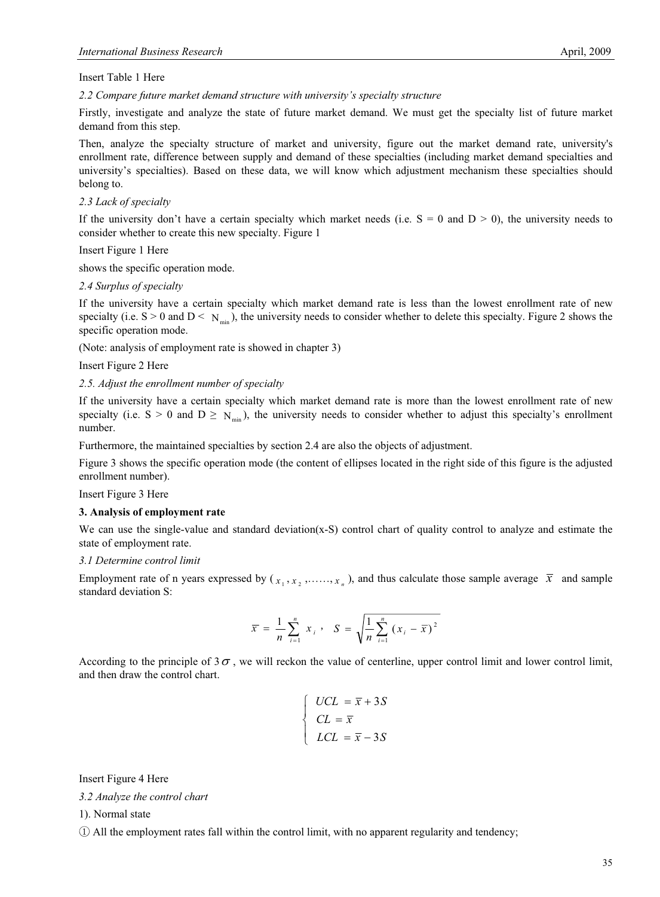Insert Table 1 Here

*2.2 Compare future market demand structure with university's specialty structure*

Firstly, investigate and analyze the state of future market demand. We must get the specialty list of future market demand from this step.

Then, analyze the specialty structure of market and university, figure out the market demand rate, university's enrollment rate, difference between supply and demand of these specialties (including market demand specialties and university's specialties). Based on these data, we will know which adjustment mechanism these specialties should belong to.

*2.3 Lack of specialty*

If the university don't have a certain specialty which market needs (i.e. S = 0 and D > 0), the university needs to consider whether to create this new specialty. Figure 1

Insert Figure 1 Here

shows the specific operation mode.

*2.4 Surplus of specialty*

If the university have a certain specialty which market demand rate is less than the lowest enrollment rate of new specialty (i.e. S > 0 and D < $N_{min}$), the university needs to consider whether to delete this specialty. Figure 2 shows the specific operation mode.

(Note: analysis of employment rate is showed in chapter 3)

Insert Figure 2 Here

*2.5. Adjust the enrollment number of specialty*

If the university have a certain specialty which market demand rate is more than the lowest enrollment rate of new specialty (i.e. S > 0 and D ≥ $N_{min}$), the university needs to consider whether to adjust this specialty's enrollment number.

Furthermore, the maintained specialties by section 2.4 are also the objects of adjustment.

Figure 3 shows the specific operation mode (the content of ellipses located in the right side of this figure is the adjusted enrollment number).

Insert Figure 3 Here

**3. Analysis of employment rate**

We can use the single-value and standard deviation(x-S) control chart of quality control to analyze and estimate the state of employment rate.

*3.1 Determine control limit*

Employment rate of n years expressed by ( $x_1, x_2, \ldots\ldots, x_n$ ), and thus calculate those sample average $\bar{x}$ and sample standard deviation S:

$$\bar{x} = \frac{1}{n}\sum_{i=1}^{n} x_i \,, \quad S = \sqrt{\frac{1}{n}\sum_{i=1}^{n}(x_i - \bar{x})^2}$$

According to the principle of $3\sigma$, we will reckon the value of centerline, upper control limit and lower control limit, and then draw the control chart.

$$\begin{cases} UCL = \bar{x} + 3S \\ CL = \bar{x} \\ LCL = \bar{x} - 3S \end{cases}$$

Insert Figure 4 Here

*3.2 Analyze the control chart*

1). Normal state

① All the employment rates fall within the control limit, with no apparent regularity and tendency;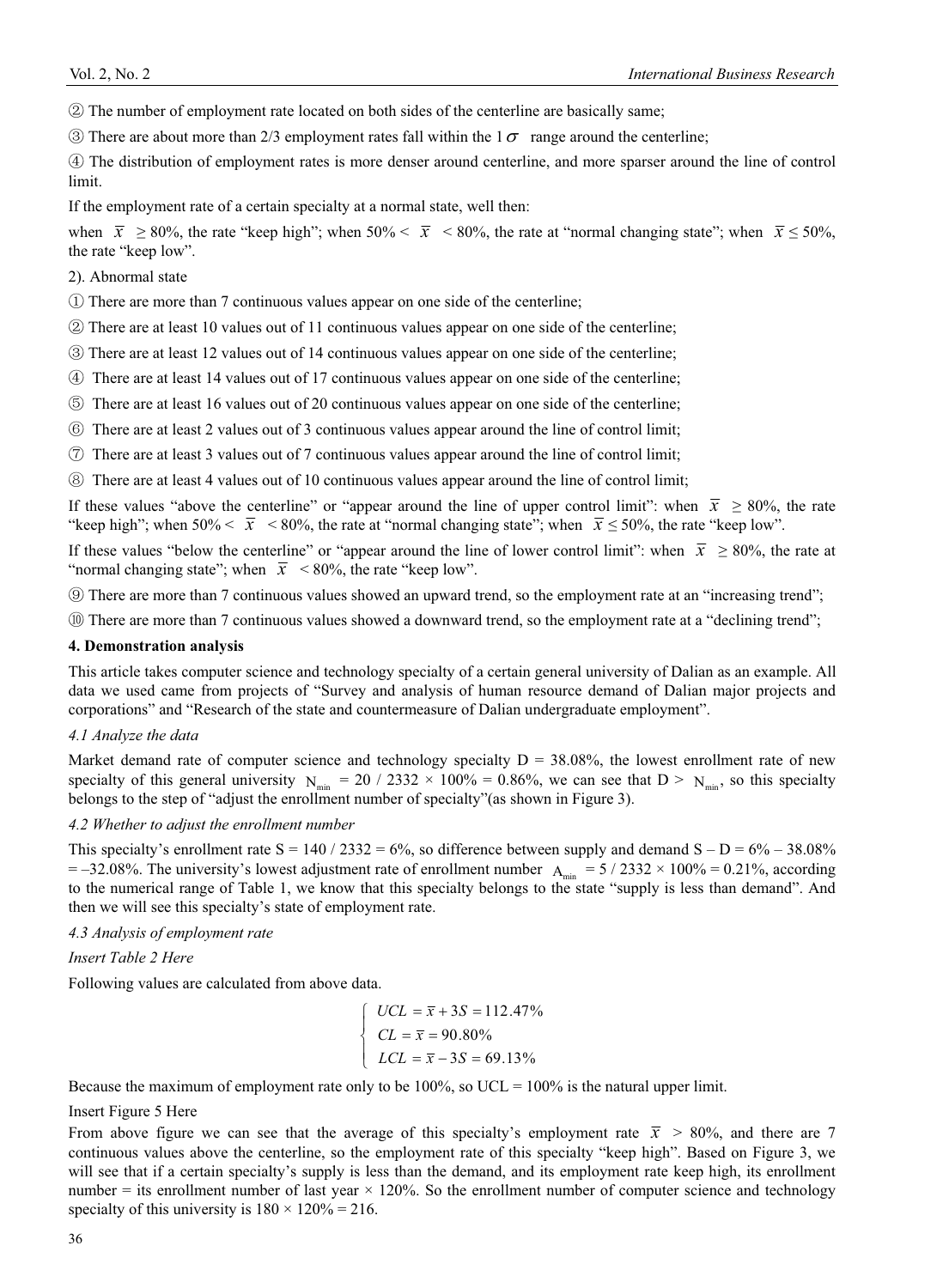② The number of employment rate located on both sides of the centerline are basically same;

③ There are about more than 2/3 employment rates fall within the 1 $\sigma$ range around the centerline;

④ The distribution of employment rates is more denser around centerline, and more sparser around the line of control limit.

If the employment rate of a certain specialty at a normal state, well then:

when $\bar{x} \geq 80\%$, the rate "keep high"; when $50\% < \bar{x} < 80\%$, the rate at "normal changing state"; when $\bar{x} \leq 50\%$, the rate "keep low".

2). Abnormal state

① There are more than 7 continuous values appear on one side of the centerline;

② There are at least 10 values out of 11 continuous values appear on one side of the centerline;

③ There are at least 12 values out of 14 continuous values appear on one side of the centerline;

④ There are at least 14 values out of 17 continuous values appear on one side of the centerline;

⑤ There are at least 16 values out of 20 continuous values appear on one side of the centerline;

⑥ There are at least 2 values out of 3 continuous values appear around the line of control limit;

⑦ There are at least 3 values out of 7 continuous values appear around the line of control limit;

⑧ There are at least 4 values out of 10 continuous values appear around the line of control limit;

If these values "above the centerline" or "appear around the line of upper control limit": when $\bar{x} \geq 80\%$, the rate "keep high"; when $50\% < \bar{x} < 80\%$, the rate at "normal changing state"; when $\bar{x} \leq 50\%$, the rate "keep low".

If these values "below the centerline" or "appear around the line of lower control limit": when $\bar{x} \geq 80\%$, the rate at "normal changing state"; when $\bar{x} < 80\%$, the rate "keep low".

⑨ There are more than 7 continuous values showed an upward trend, so the employment rate at an "increasing trend";

⑩ There are more than 7 continuous values showed a downward trend, so the employment rate at a "declining trend";

## 4. Demonstration analysis

This article takes computer science and technology specialty of a certain general university of Dalian as an example. All data we used came from projects of "Survey and analysis of human resource demand of Dalian major projects and corporations" and "Research of the state and countermeasure of Dalian undergraduate employment".

### *4.1 Analyze the data*

Market demand rate of computer science and technology specialty D = 38.08%, the lowest enrollment rate of new specialty of this general university $N_{min}$ = 20 / 2332 × 100% = 0.86%, we can see that D > $N_{min}$, so this specialty belongs to the step of "adjust the enrollment number of specialty"(as shown in Figure 3).

### *4.2 Whether to adjust the enrollment number*

This specialty's enrollment rate S = 140 / 2332 = 6%, so difference between supply and demand S – D = 6% – 38.08% = –32.08%. The university's lowest adjustment rate of enrollment number $A_{min}$ = 5 / 2332 × 100% = 0.21%, according to the numerical range of Table 1, we know that this specialty belongs to the state "supply is less than demand". And then we will see this specialty's state of employment rate.

### *4.3 Analysis of employment rate*

*Insert Table 2 Here*

Following values are calculated from above data.

$$\begin{cases} UCL = \bar{x} + 3S = 112.47\% \\ CL = \bar{x} = 90.80\% \\ LCL = \bar{x} - 3S = 69.13\% \end{cases}$$

Because the maximum of employment rate only to be 100%, so UCL = 100% is the natural upper limit.

Insert Figure 5 Here

From above figure we can see that the average of this specialty's employment rate $\bar{x} > 80\%$, and there are 7 continuous values above the centerline, so the employment rate of this specialty "keep high". Based on Figure 3, we will see that if a certain specialty's supply is less than the demand, and its employment rate keep high, its enrollment number = its enrollment number of last year × 120%. So the enrollment number of computer science and technology specialty of this university is 180 × 120% = 216.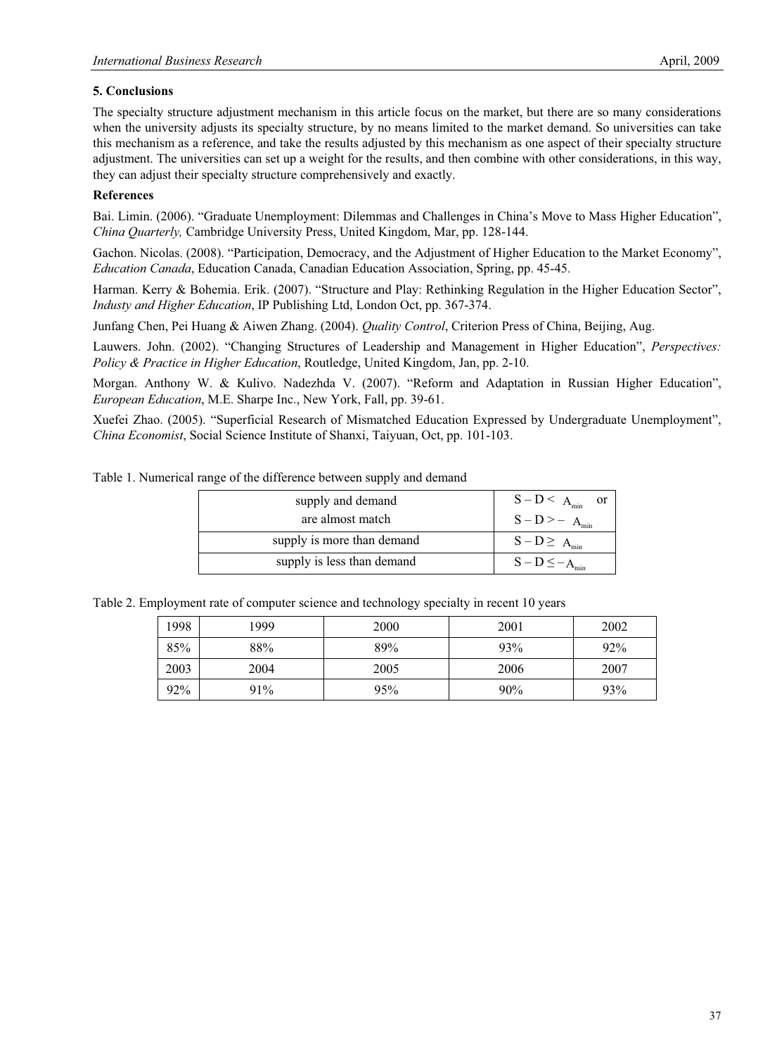## 5. Conclusions

The specialty structure adjustment mechanism in this article focus on the market, but there are so many considerations when the university adjusts its specialty structure, by no means limited to the market demand. So universities can take this mechanism as a reference, and take the results adjusted by this mechanism as one aspect of their specialty structure adjustment. The universities can set up a weight for the results, and then combine with other considerations, in this way, they can adjust their specialty structure comprehensively and exactly.

## References

Bai. Limin. (2006). "Graduate Unemployment: Dilemmas and Challenges in China's Move to Mass Higher Education", *China Quarterly,* Cambridge University Press, United Kingdom, Mar, pp. 128-144.

Gachon. Nicolas. (2008). "Participation, Democracy, and the Adjustment of Higher Education to the Market Economy", *Education Canada*, Education Canada, Canadian Education Association, Spring, pp. 45-45.

Harman. Kerry & Bohemia. Erik. (2007). "Structure and Play: Rethinking Regulation in the Higher Education Sector", *Industy and Higher Education*, IP Publishing Ltd, London Oct, pp. 367-374.

Junfang Chen, Pei Huang & Aiwen Zhang. (2004). *Quality Control*, Criterion Press of China, Beijing, Aug.

Lauwers. John. (2002). "Changing Structures of Leadership and Management in Higher Education", *Perspectives: Policy & Practice in Higher Education*, Routledge, United Kingdom, Jan, pp. 2-10.

Morgan. Anthony W. & Kulivo. Nadezhda V. (2007). "Reform and Adaptation in Russian Higher Education", *European Education*, M.E. Sharpe Inc., New York, Fall, pp. 39-61.

Xuefei Zhao. (2005). "Superficial Research of Mismatched Education Expressed by Undergraduate Unemployment", *China Economist*, Social Science Institute of Shanxi, Taiyuan, Oct, pp. 101-103.

Table 1. Numerical range of the difference between supply and demand

| | |
|---|---|
| supply and demand are almost match | $S - D < A_{min}$ or $S - D > -A_{min}$ |
| supply is more than demand | $S - D \geq A_{min}$ |
| supply is less than demand | $S - D \leq -A_{min}$ |

Table 2. Employment rate of computer science and technology specialty in recent 10 years

| 1998 | 1999 | 2000 | 2001 | 2002 |
|---|---|---|---|---|
| 85% | 88% | 89% | 93% | 92% |
| 2003 | 2004 | 2005 | 2006 | 2007 |
| 92% | 91% | 95% | 90% | 93% |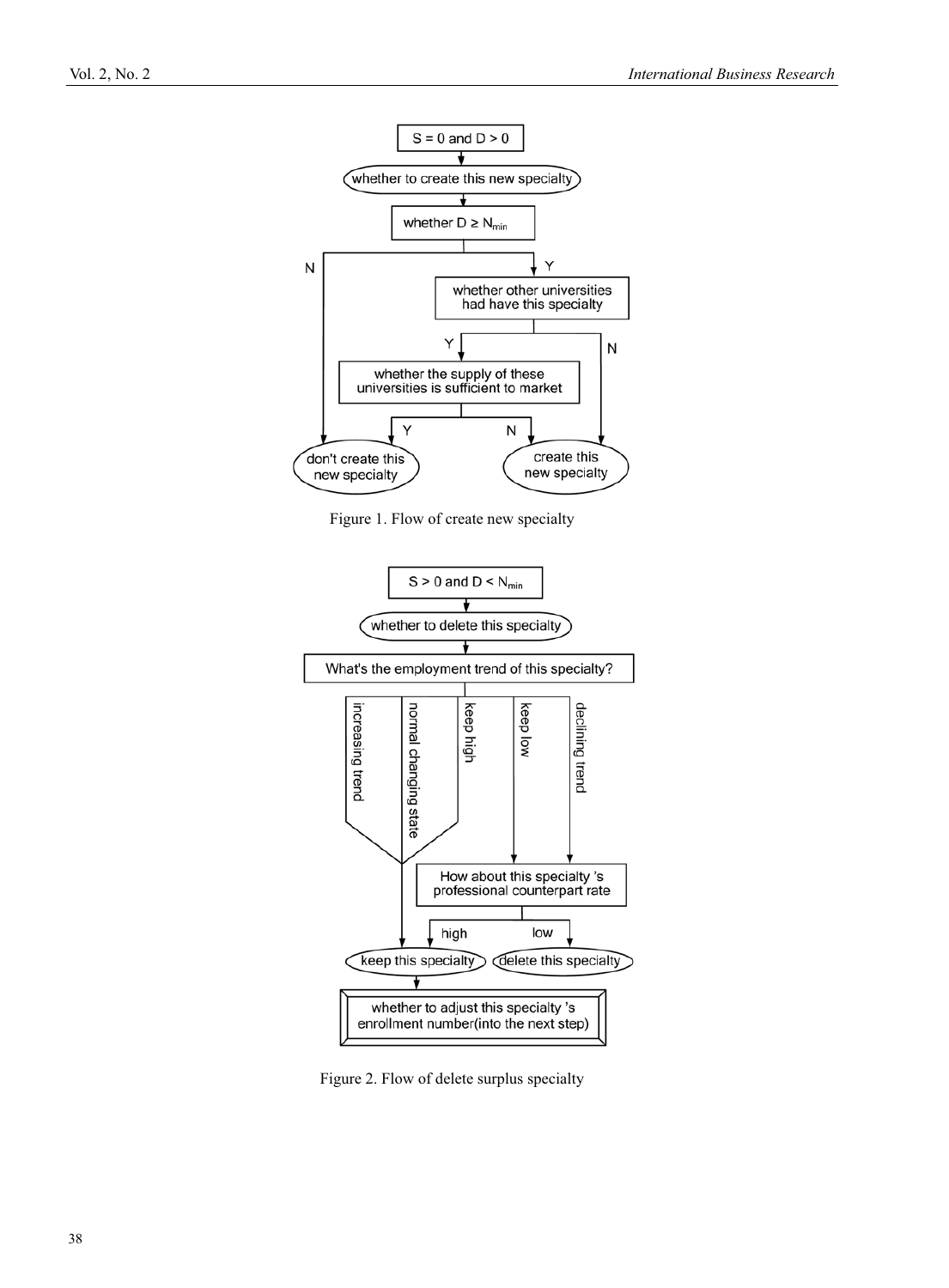Figure 1. Flow of create new specialty

Figure 2. Flow of delete surplus specialty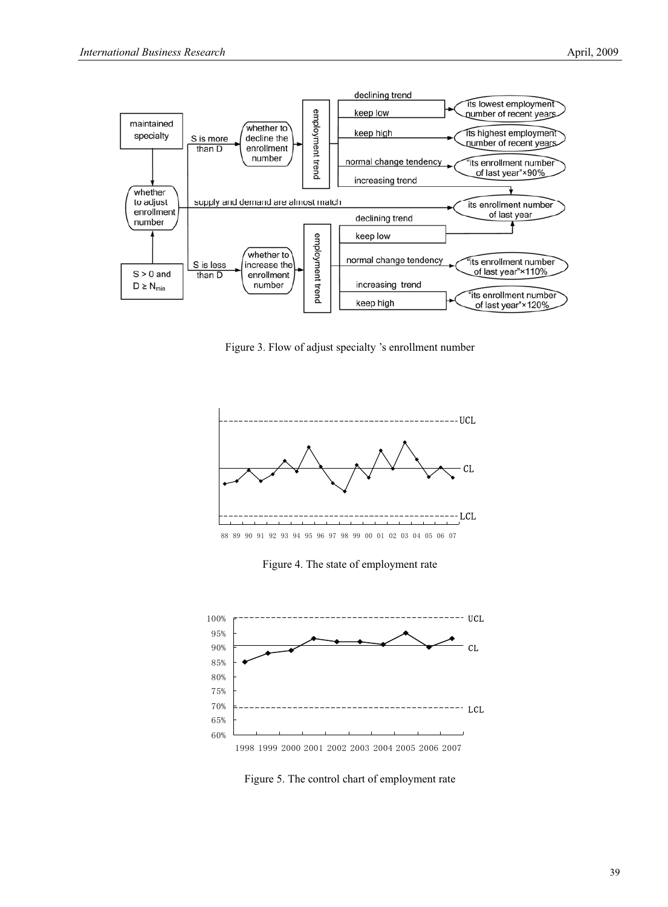maintained specialty

whether to adjust enrollment number

S > 0 and $D \geq N_{min}$

S is more than D

whether to decline the enrollment number

employment trend

declining trend

keep low

its lowest employment number of recent years

keep high

its highest employment number of recent years

normal change tendency

"its enrollment number of last year"×90%

increasing trend

supply and demand are almost match

its enrollment number of last year

S is less than D

whether to increase the enrollment number

employment trend

declining trend

keep low

normal change tendency

"its enrollment number of last year"×110%

increasing trend

keep high

"its enrollment number of last year"×120%

Figure 3. Flow of adjust specialty 's enrollment number

UCL

CL

LCL

88 89 90 91 92 93 94 95 96 97 98 99 00 01 02 03 04 05 06 07

Figure 4. The state of employment rate

100%
95%
90%
85%
80%
75%
70%
65%
60%

UCL

CL

LCL

1998 1999 2000 2001 2002 2003 2004 2005 2006 2007

Figure 5. The control chart of employment rate